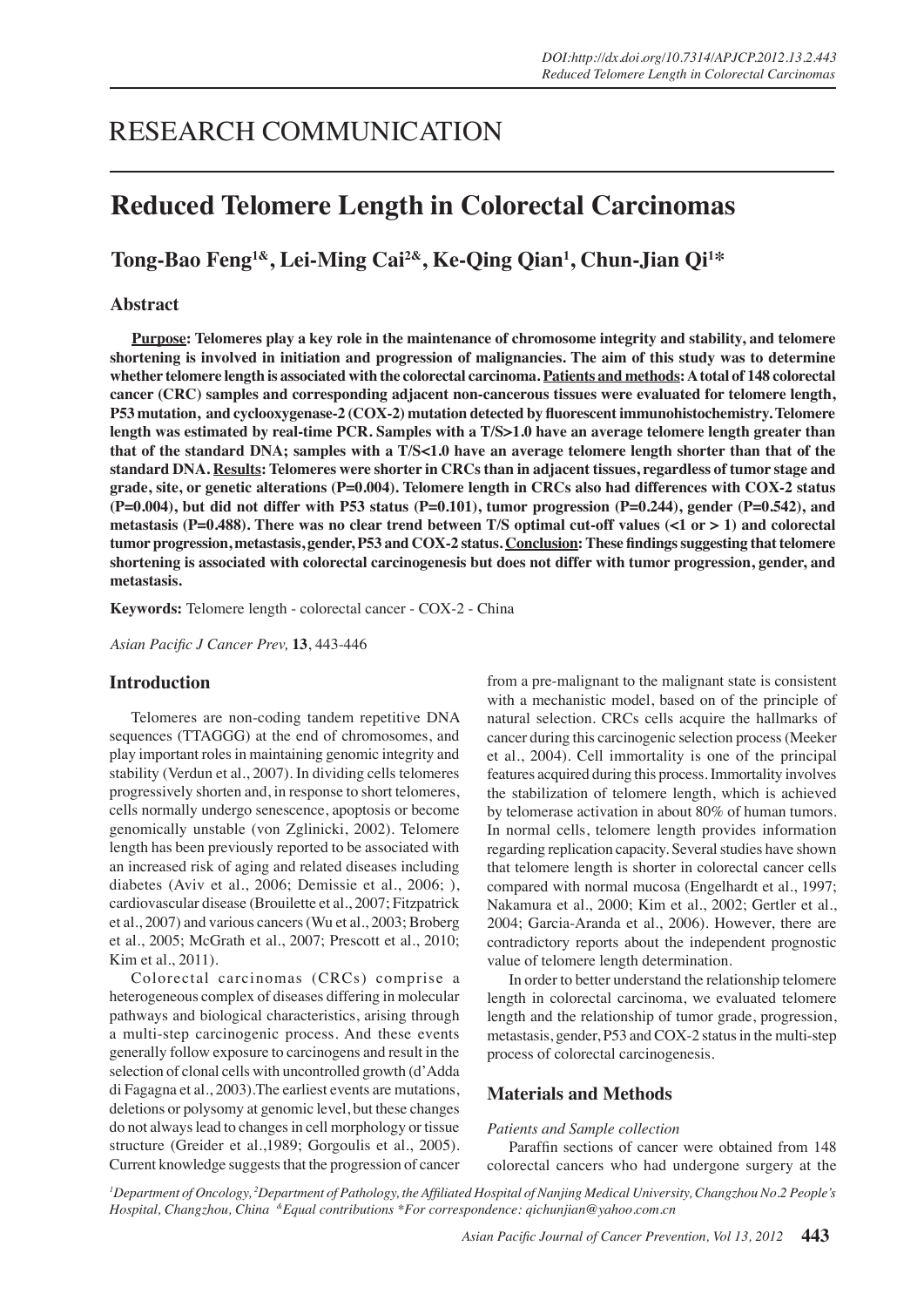RESEARCH COMMUNICATION

# Reduced Telomere Length in Colorectal Carcinomas

**Tong-Bao Feng[1&], Lei-Ming Cai[2&], Ke-Qing Qian[1], Chun-Jian Qi[1*]**

## Abstract

**Purpose: Telomeres play a key role in the maintenance of chromosome integrity and stability, and telomere shortening is involved in initiation and progression of malignancies. The aim of this study was to determine whether telomere length is associated with the colorectal carcinoma. Patients and methods: A total of 148 colorectal cancer (CRC) samples and corresponding adjacent non-cancerous tissues were evaluated for telomere length, P53 mutation, and cyclooxygenase-2 (COX-2) mutation detected by fluorescent immunohistochemistry. Telomere length was estimated by real-time PCR. Samples with a T/S>1.0 have an average telomere length greater than that of the standard DNA; samples with a T/S<1.0 have an average telomere length shorter than that of the standard DNA. Results: Telomeres were shorter in CRCs than in adjacent tissues, regardless of tumor stage and grade, site, or genetic alterations (P=0.004). Telomere length in CRCs also had differences with COX-2 status (P=0.004), but did not differ with P53 status (P=0.101), tumor progression (P=0.244), gender (P=0.542), and metastasis (P=0.488). There was no clear trend between T/S optimal cut-off values (<1 or > 1) and colorectal tumor progression, metastasis, gender, P53 and COX-2 status. Conclusion: These findings suggesting that telomere shortening is associated with colorectal carcinogenesis but does not differ with tumor progression, gender, and metastasis.**

**Keywords:** Telomere length - colorectal cancer - COX-2 - China

*Asian Pacific J Cancer Prev,* **13**, 443-446

## Introduction

Telomeres are non-coding tandem repetitive DNA sequences (TTAGGG) at the end of chromosomes, and play important roles in maintaining genomic integrity and stability (Verdun et al., 2007). In dividing cells telomeres progressively shorten and, in response to short telomeres, cells normally undergo senescence, apoptosis or become genomically unstable (von Zglinicki, 2002). Telomere length has been previously reported to be associated with an increased risk of aging and related diseases including diabetes (Aviv et al., 2006; Demissie et al., 2006; ), cardiovascular disease (Brouilette et al., 2007; Fitzpatrick et al., 2007) and various cancers (Wu et al., 2003; Broberg et al., 2005; McGrath et al., 2007; Prescott et al., 2010; Kim et al., 2011).

Colorectal carcinomas (CRCs) comprise a heterogeneous complex of diseases differing in molecular pathways and biological characteristics, arising through a multi-step carcinogenic process. And these events generally follow exposure to carcinogens and result in the selection of clonal cells with uncontrolled growth (d'Adda di Fagagna et al., 2003).The earliest events are mutations, deletions or polysomy at genomic level, but these changes do not always lead to changes in cell morphology or tissue structure (Greider et al.,1989; Gorgoulis et al., 2005). Current knowledge suggests that the progression of cancer from a pre-malignant to the malignant state is consistent with a mechanistic model, based on of the principle of natural selection. CRCs cells acquire the hallmarks of cancer during this carcinogenic selection process (Meeker et al., 2004). Cell immortality is one of the principal features acquired during this process. Immortality involves the stabilization of telomere length, which is achieved by telomerase activation in about 80% of human tumors. In normal cells, telomere length provides information regarding replication capacity. Several studies have shown that telomere length is shorter in colorectal cancer cells compared with normal mucosa (Engelhardt et al., 1997; Nakamura et al., 2000; Kim et al., 2002; Gertler et al., 2004; Garcia-Aranda et al., 2006). However, there are contradictory reports about the independent prognostic value of telomere length determination.

In order to better understand the relationship telomere length in colorectal carcinoma, we evaluated telomere length and the relationship of tumor grade, progression, metastasis, gender, P53 and COX-2 status in the multi-step process of colorectal carcinogenesis.

## Materials and Methods

*Patients and Sample collection*

Paraffin sections of cancer were obtained from 148 colorectal cancers who had undergone surgery at the

[1]Department of Oncology, [2]Department of Pathology, the Affiliated Hospital of Nanjing Medical University, Changzhou No.2 People's Hospital, Changzhou, China [&]Equal contributions *For correspondence: qichunjian@yahoo.com.cn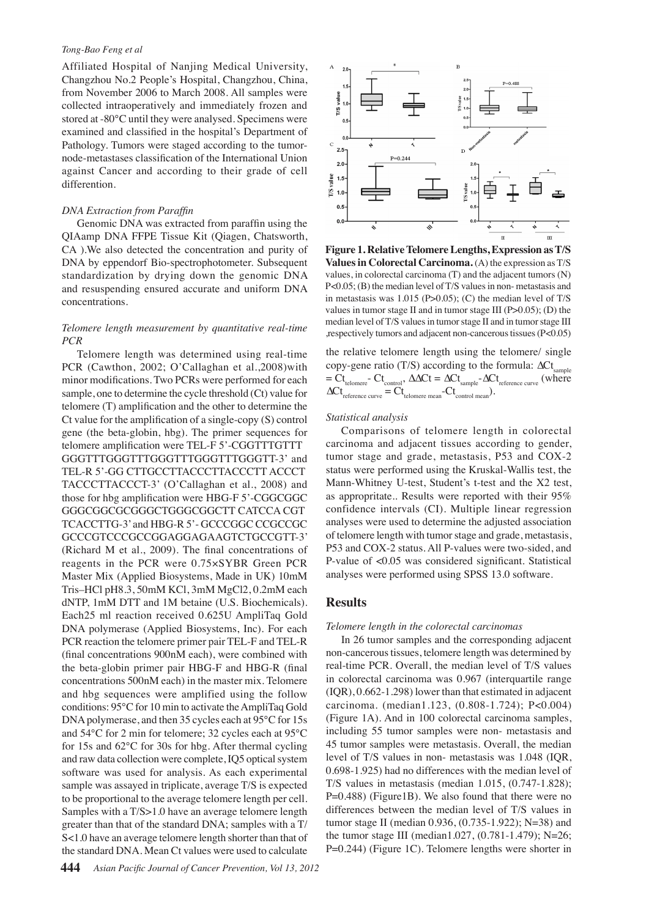Affiliated Hospital of Nanjing Medical University, Changzhou No.2 People's Hospital, Changzhou, China, from November 2006 to March 2008. All samples were collected intraoperatively and immediately frozen and stored at -80°C until they were analysed. Specimens were examined and classified in the hospital's Department of Pathology. Tumors were staged according to the tumor-node-metastases classification of the International Union against Cancer and according to their grade of cell differention.

*DNA Extraction from Paraffin*

Genomic DNA was extracted from paraffin using the QIAamp DNA FFPE Tissue Kit (Qiagen, Chatsworth, CA ).We also detected the concentration and purity of DNA by eppendorf Bio-spectrophotometer. Subsequent standardization by drying down the genomic DNA and resuspending ensured accurate and uniform DNA concentrations.

*Telomere length measurement by quantitative real-time PCR*

Telomere length was determined using real-time PCR (Cawthon, 2002; O'Callaghan et al.,2008)with minor modifications. Two PCRs were performed for each sample, one to determine the cycle threshold (Ct) value for telomere (T) amplification and the other to determine the Ct value for the amplification of a single-copy (S) control gene (the beta-globin, hbg). The primer sequences for telomere amplification were TEL-F 5'-CGGTTTGTTT GGGTTTGGGTTTGGGTTTGGGTTTGGGTT-3' and TEL-R 5'-GG CTTGCCTTACCCTTACCCTT ACCCT TACCCTTACCCT-3' (O'Callaghan et al., 2008) and those for hbg amplification were HBG-F 5'-CGGCGGC GGGCGGCGCGGGCTGGGCGGCTT CATCCA CGT TCACCTTG-3' and HBG-R 5'- GCCCGGC CCGCCGC GCCCGTCCCGCCGGAGGAGAAGTCTGCCGTT-3' (Richard M et al., 2009). The final concentrations of reagents in the PCR were 0.75×SYBR Green PCR Master Mix (Applied Biosystems, Made in UK) 10mM Tris–HCl pH8.3, 50mM KCl, 3mM MgCl2, 0.2mM each dNTP, 1mM DTT and 1M betaine (U.S. Biochemicals). Each25 ml reaction received 0.625U AmpliTaq Gold DNA polymerase (Applied Biosystems, Inc). For each PCR reaction the telomere primer pair TEL-F and TEL-R (final concentrations 900nM each), were combined with the beta-globin primer pair HBG-F and HBG-R (final concentrations 500nM each) in the master mix. Telomere and hbg sequences were amplified using the follow conditions: 95°C for 10 min to activate the AmpliTaq Gold DNA polymerase, and then 35 cycles each at 95°C for 15s and 54°C for 2 min for telomere; 32 cycles each at 95°C for 15s and 62°C for 30s for hbg. After thermal cycling and raw data collection were complete, IQ5 optical system software was used for analysis. As each experimental sample was assayed in triplicate, average T/S is expected to be proportional to the average telomere length per cell. Samples with a T/S>1.0 have an average telomere length greater than that of the standard DNA; samples with a T/S<1.0 have an average telomere length shorter than that of the standard DNA. Mean Ct values were used to calculate the relative telomere length using the telomere/ single copy-gene ratio (T/S) according to the formula: $\Delta Ct_{sample} = Ct_{telomere} - Ct_{control}$, $\Delta\Delta Ct = \Delta Ct_{sample} - \Delta Ct_{reference\ curve}$ (where $\Delta Ct_{reference\ curve} = Ct_{telomere\ mean} - Ct_{control\ mean}$).

**Figure 1. Relative Telomere Lengths, Expression as T/S Values in Colorectal Carcinoma.** (A) the expression as T/S values, in colorectal carcinoma (T) and the adjacent tumors (N) P<0.05; (B) the median level of T/S values in non- metastasis and in metastasis was 1.015 (P>0.05); (C) the median level of T/S values in tumor stage II and in tumor stage III (P>0.05); (D) the median level of T/S values in tumor stage II and in tumor stage III ,respectively tumors and adjacent non-cancerous tissues (P<0.05)

*Statistical analysis*

Comparisons of telomere length in colorectal carcinoma and adjacent tissues according to gender, tumor stage and grade, metastasis, P53 and COX-2 status were performed using the Kruskal-Wallis test, the Mann-Whitney U-test, Student's t-test and the X2 test, as appropriate.. Results were reported with their 95% confidence intervals (CI). Multiple linear regression analyses were used to determine the adjusted association of telomere length with tumor stage and grade, metastasis, P53 and COX-2 status. All P-values were two-sided, and P-value of <0.05 was considered significant. Statistical analyses were performed using SPSS 13.0 software.

## Results

*Telomere length in the colorectal carcinomas*

In 26 tumor samples and the corresponding adjacent non-cancerous tissues, telomere length was determined by real-time PCR. Overall, the median level of T/S values in colorectal carcinoma was 0.967 (interquartile range (IQR), 0.662-1.298) lower than that estimated in adjacent carcinoma. (median1.123, (0.808-1.724); P<0.004) (Figure 1A). And in 100 colorectal carcinoma samples, including 55 tumor samples were non- metastasis and 45 tumor samples were metastasis. Overall, the median level of T/S values in non- metastasis was 1.048 (IQR, 0.698-1.925) had no differences with the median level of T/S values in metastasis (median 1.015, (0.747-1.828); P=0.488) (Figure1B). We also found that there were no differences between the median level of T/S values in tumor stage II (median 0.936, (0.735-1.922); N=38) and the tumor stage III (median1.027, (0.781-1.479); N=26; P=0.244) (Figure 1C). Telomere lengths were shorter in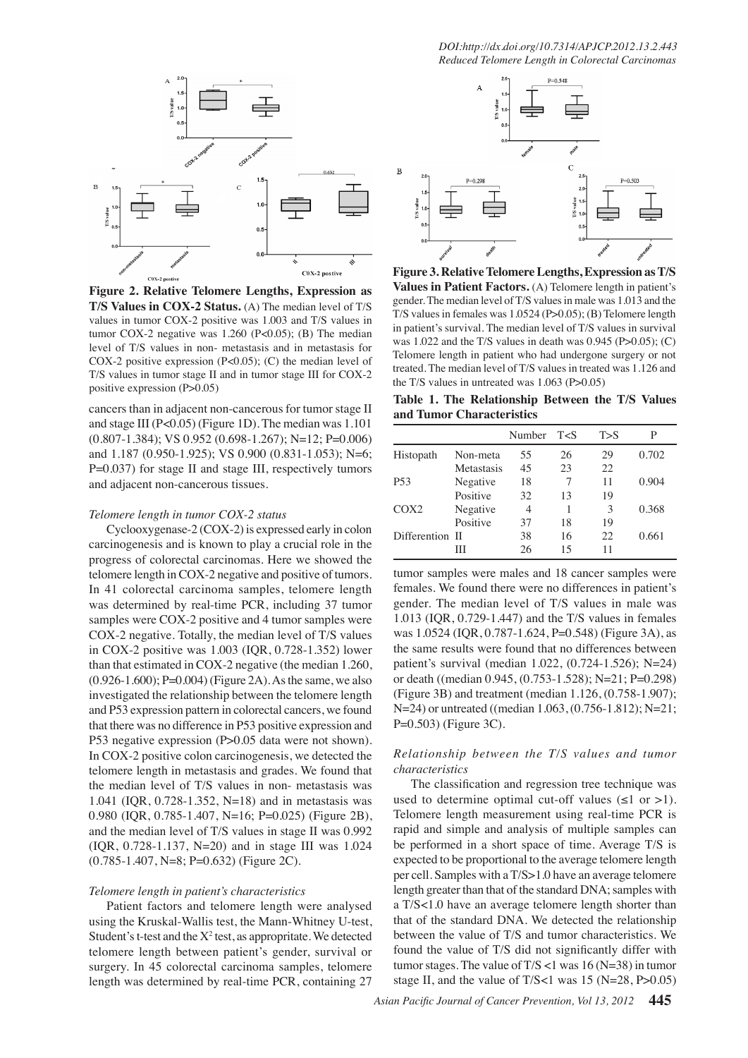**Figure 2. Relative Telomere Lengths, Expression as T/S Values in COX-2 Status.** (A) The median level of T/S values in tumor COX-2 positive was 1.003 and T/S values in tumor COX-2 negative was 1.260 ($P<0.05$); (B) The median level of T/S values in non- metastasis and in metastasis for COX-2 positive expression ($P<0.05$); (C) the median level of T/S values in tumor stage II and in tumor stage III for COX-2 positive expression ($P>0.05$)

cancers than in adjacent non-cancerous for tumor stage II and stage III ($P<0.05$) (Figure 1D). The median was 1.101 (0.807-1.384); VS 0.952 (0.698-1.267); N=12; P=0.006) and 1.187 (0.950-1.925); VS 0.900 (0.831-1.053); N=6; P=0.037) for stage II and stage III, respectively tumors and adjacent non-cancerous tissues.

*Telomere length in tumor COX-2 status*

Cyclooxygenase-2 (COX-2) is expressed early in colon carcinogenesis and is known to play a crucial role in the progress of colorectal carcinomas. Here we showed the telomere length in COX-2 negative and positive of tumors. In 41 colorectal carcinoma samples, telomere length was determined by real-time PCR, including 37 tumor samples were COX-2 positive and 4 tumor samples were COX-2 negative. Totally, the median level of T/S values in COX-2 positive was 1.003 (IQR, 0.728-1.352) lower than that estimated in COX-2 negative (the median 1.260, (0.926-1.600); P=0.004) (Figure 2A). As the same, we also investigated the relationship between the telomere length and P53 expression pattern in colorectal cancers, we found that there was no difference in P53 positive expression and P53 negative expression ($P>0.05$ data were not shown). In COX-2 positive colon carcinogenesis, we detected the telomere length in metastasis and grades. We found that the median level of T/S values in non- metastasis was 1.041 (IQR, 0.728-1.352, N=18) and in metastasis was 0.980 (IQR, 0.785-1.407, N=16; P=0.025) (Figure 2B), and the median level of T/S values in stage II was 0.992 (IQR, 0.728-1.137, N=20) and in stage III was 1.024 (0.785-1.407, N=8; P=0.632) (Figure 2C).

*Telomere length in patient's characteristics*

Patient factors and telomere length were analysed using the Kruskal-Wallis test, the Mann-Whitney U-test, Student's t-test and the $X^2$ test, as appropritate. We detected telomere length between patient's gender, survival or surgery. In 45 colorectal carcinoma samples, telomere length was determined by real-time PCR, containing 27 tumor samples were males and 18 cancer samples were females. We found there were no differences in patient's gender. The median level of T/S values in male was 1.013 (IQR, 0.729-1.447) and the T/S values in females was 1.0524 (IQR, 0.787-1.624, P=0.548) (Figure 3A), as the same results were found that no differences between patient's survival (median 1.022, (0.724-1.526); N=24) or death ((median 0.945, (0.753-1.528); N=21; P=0.298) (Figure 3B) and treatment (median 1.126, (0.758-1.907); N=24) or untreated ((median 1.063, (0.756-1.812); N=21; P=0.503) (Figure 3C).

**Figure 3. Relative Telomere Lengths, Expression as T/S Values in Patient Factors.** (A) Telomere length in patient's gender. The median level of T/S values in male was 1.013 and the T/S values in females was 1.0524 ($P>0.05$); (B) Telomere length in patient's survival. The median level of T/S values in survival was 1.022 and the T/S values in death was 0.945 ($P>0.05$); (C) Telomere length in patient who had undergone surgery or not treated. The median level of T/S values in treated was 1.126 and the T/S values in untreated was 1.063 ($P>0.05$)

**Table 1. The Relationship Between the T/S Values and Tumor Characteristics**

| | | Number | T<S | T>S | P |
|---|---|---|---|---|---|
| Histopath | Non-meta | 55 | 26 | 29 | 0.702 |
| | Metastasis | 45 | 23 | 22 | |
| P53 | Negative | 18 | 7 | 11 | 0.904 |
| | Positive | 32 | 13 | 19 | |
| COX2 | Negative | 4 | 1 | 3 | 0.368 |
| | Positive | 37 | 18 | 19 | |
| Differention | II | 38 | 16 | 22 | 0.661 |
| | III | 26 | 15 | 11 | |

*Relationship between the T/S values and tumor characteristics*

The classification and regression tree technique was used to determine optimal cut-off values (≤1 or >1). Telomere length measurement using real-time PCR is rapid and simple and analysis of multiple samples can be performed in a short space of time. Average T/S is expected to be proportional to the average telomere length per cell. Samples with a T/S>1.0 have an average telomere length greater than that of the standard DNA; samples with a T/S<1.0 have an average telomere length shorter than that of the standard DNA. We detected the relationship between the value of T/S and tumor characteristics. We found the value of T/S did not significantly differ with tumor stages. The value of T/S <1 was 16 (N=38) in tumor stage II, and the value of T/S<1 was 15 (N=28, $P>0.05$)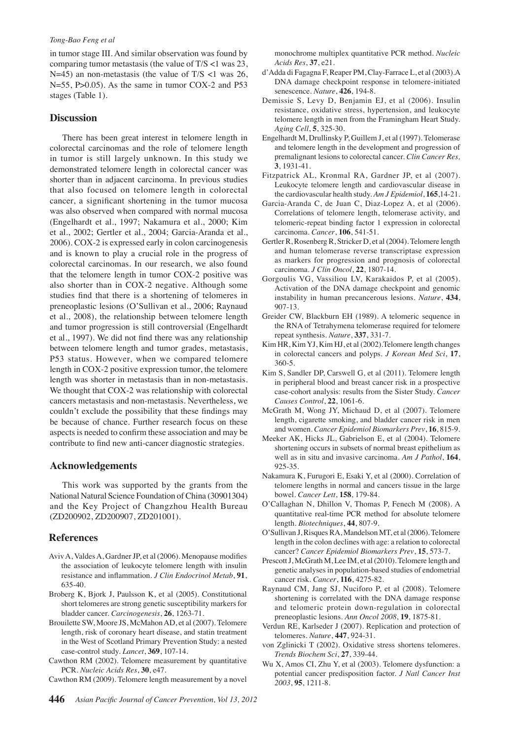in tumor stage III. And similar observation was found by comparing tumor metastasis (the value of T/S <1 was 23, N=45) an non-metastasis (the value of T/S <1 was 26, N=55, P>0.05). As the same in tumor COX-2 and P53 stages (Table 1).

## Discussion

There has been great interest in telomere length in colorectal carcinomas and the role of telomere length in tumor is still largely unknown. In this study we demonstrated telomere length in colorectal cancer was shorter than in adjacent carcinoma. In previous studies that also focused on telomere length in colorectal cancer, a significant shortening in the tumor mucosa was also observed when compared with normal mucosa (Engelhardt et al., 1997; Nakamura et al., 2000; Kim et al., 2002; Gertler et al., 2004; Garcia-Aranda et al., 2006). COX-2 is expressed early in colon carcinogenesis and is known to play a crucial role in the progress of colorectal carcinomas. In our research, we also found that the telomere length in tumor COX-2 positive was also shorter than in COX-2 negative. Although some studies find that there is a shortening of telomeres in preneoplastic lesions (O'Sullivan et al., 2006; Raynaud et al., 2008), the relationship between telomere length and tumor progression is still controversial (Engelhardt et al., 1997). We did not find there was any relationship between telomere length and tumor grades, metastasis, P53 status. However, when we compared telomere length in COX-2 positive expression tumor, the telomere length was shorter in metastasis than in non-metastasis. We thought that COX-2 was relationship with colorectal cancers metastasis and non-metastasis. Nevertheless, we couldn't exclude the possibility that these findings may be because of chance. Further research focus on these aspects is needed to confirm these association and may be contribute to find new anti-cancer diagnostic strategies.

## Acknowledgements

This work was supported by the grants from the National Natural Science Foundation of China (30901304) and the Key Project of Changzhou Health Bureau (ZD200902, ZD200907, ZD201001).

## References

Aviv A, Valdes A, Gardner JP, et al (2006). Menopause modifies the association of leukocyte telomere length with insulin resistance and inflammation. *J Clin Endocrinol Metab*, **91**, 635-40.

Broberg K, Bjork J, Paulsson K, et al (2005). Constitutional short telomeres are strong genetic susceptibility markers for bladder cancer. *Carcinogenesis*, **26**, 1263-71.

Brouilette SW, Moore JS, McMahon AD, et al (2007). Telomere length, risk of coronary heart disease, and statin treatment in the West of Scotland Primary Prevention Study: a nested case-control study. *Lancet*, **369**, 107-14.

Cawthon RM (2002). Telomere measurement by quantitative PCR. *Nucleic Acids Res*, **30**, e47.

Cawthon RM (2009). Telomere length measurement by a novel monochrome multiplex quantitative PCR method. *Nucleic Acids Res*, **37**, e21.

d'Adda di Fagagna F, Reaper PM, Clay-Farrace L, et al (2003). A DNA damage checkpoint response in telomere-initiated senescence. *Nature*, **426**, 194-8.

Demissie S, Levy D, Benjamin EJ, et al (2006). Insulin resistance, oxidative stress, hypertension, and leukocyte telomere length in men from the Framingham Heart Study. *Aging Cell*, **5**, 325-30.

Engelhardt M, Drullinsky P, Guillem J, et al (1997). Telomerase and telomere length in the development and progression of premalignant lesions to colorectal cancer. *Clin Cancer Res,* **3**, 1931-41.

Fitzpatrick AL, Kronmal RA, Gardner JP, et al (2007). Leukocyte telomere length and cardiovascular disease in the cardiovascular health study. *Am J Epidemiol*, **165**,14-21.

Garcia-Aranda C, de Juan C, Diaz-Lopez A, et al (2006). Correlations of telomere length, telomerase activity, and telomeric-repeat binding factor 1 expression in colorectal carcinoma. *Cancer*, **106**, 541-51.

Gertler R, Rosenberg R, Stricker D, et al (2004). Telomere length and human telomerase reverse transcriptase expression as markers for progression and prognosis of colorectal carcinoma. *J Clin Oncol*, **22**, 1807-14.

Gorgoulis VG, Vassiliou LV, Karakaidos P, et al (2005). Activation of the DNA damage checkpoint and genomic instability in human precancerous lesions. *Nature*, **434**, 907-13.

Greider CW, Blackburn EH (1989). A telomeric sequence in the RNA of Tetrahymena telomerase required for telomere repeat synthesis. *Nature*, **337**, 331-7.

Kim HR, Kim YJ, Kim HJ, et al (2002).Telomere length changes in colorectal cancers and polyps. *J Korean Med Sci*, **17**, 360-5.

Kim S, Sandler DP, Carswell G, et al (2011). Telomere length in peripheral blood and breast cancer risk in a prospective case-cohort analysis: results from the Sister Study. *Cancer Causes Control*, **22**, 1061-6.

McGrath M, Wong JY, Michaud D, et al (2007). Telomere length, cigarette smoking, and bladder cancer risk in men and women. *Cancer Epidemiol Biomarkers Prev*, **16**, 815-9.

Meeker AK, Hicks JL, Gabrielson E, et al (2004). Telomere shortening occurs in subsets of normal breast epithelium as well as in situ and invasive carcinoma. *Am J Pathol*, **164**, 925-35.

Nakamura K, Furugori E, Esaki Y, et al (2000). Correlation of telomere lengths in normal and cancers tissue in the large bowel. *Cancer Lett*, **158**, 179-84.

O'Callaghan N, Dhillon V, Thomas P, Fenech M (2008). A quantitative real-time PCR method for absolute telomere length. *Biotechniques*, **44**, 807-9.

O'Sullivan J, Risques RA, Mandelson MT, et al (2006). Telomere length in the colon declines with age: a relation to colorectal cancer? *Cancer Epidemiol Biomarkers Prev*, **15**, 573-7.

Prescott J, McGrath M, Lee IM, et al (2010). Telomere length and genetic analyses in population-based studies of endometrial cancer risk. *Cancer*, **116**, 4275-82.

Raynaud CM, Jang SJ, Nuciforo P, et al (2008). Telomere shortening is correlated with the DNA damage response and telomeric protein down-regulation in colorectal preneoplastic lesions. *Ann Oncol 2008*, **19**, 1875-81.

Verdun RE, Karlseder J (2007). Replication and protection of telomeres. *Nature*, **447**, 924-31.

von Zglinicki T (2002). Oxidative stress shortens telomeres. *Trends Biochem Sci*, **27**, 339-44.

Wu X, Amos CI, Zhu Y, et al (2003). Telomere dysfunction: a potential cancer predisposition factor. *J Natl Cancer Inst 2003*, **95**, 1211-8.